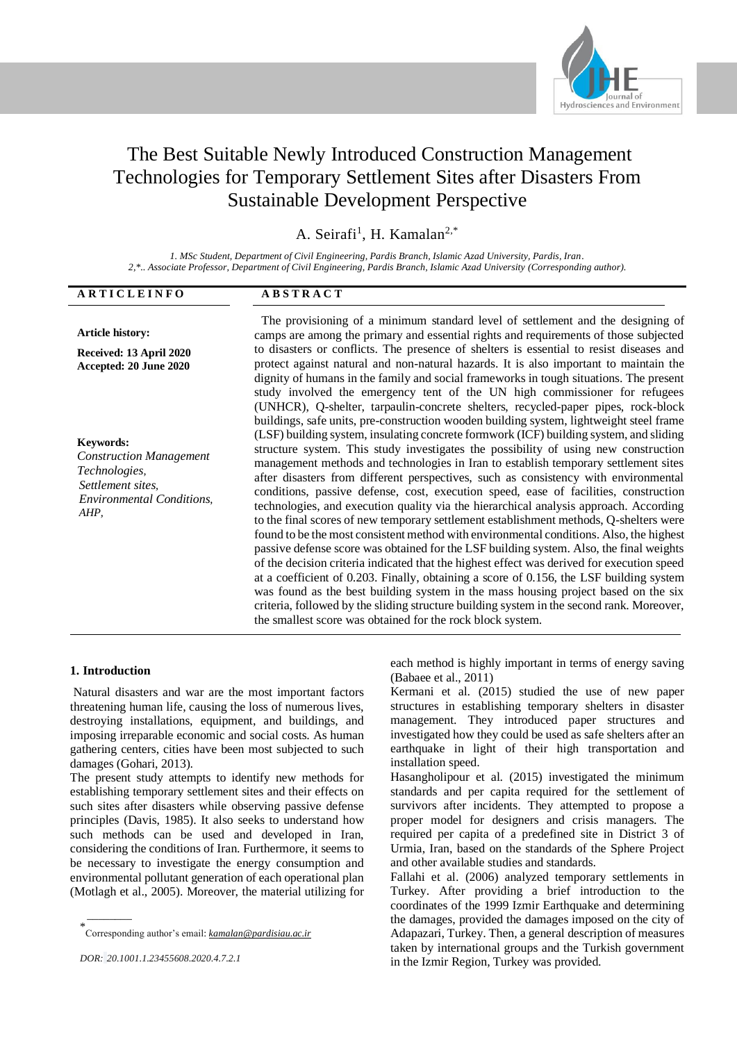# The Best Suitable Newly Introduced Construction Management Technologies for Temporary Settlement Sites after Disasters From Sustainable Development Perspective

A. Seirafi[1], H. Kamalan[2,*]

*1. MSc Student, Department of Civil Engineering, Pardis Branch, Islamic Azad University, Pardis, Iran.*
*2,\*.. Associate Professor, Department of Civil Engineering, Pardis Branch, Islamic Azad University (Corresponding author).*

**ARTICLE INFO**

**Article history:**

**Received: 13 April 2020**
**Accepted: 20 June 2020**

**Keywords:**
*Construction Management Technologies,*
*Settlement sites,*
*Environmental Conditions,*
*AHP,*

**ABSTRACT**

The provisioning of a minimum standard level of settlement and the designing of camps are among the primary and essential rights and requirements of those subjected to disasters or conflicts. The presence of shelters is essential to resist diseases and protect against natural and non-natural hazards. It is also important to maintain the dignity of humans in the family and social frameworks in tough situations. The present study involved the emergency tent of the UN high commissioner for refugees (UNHCR), Q-shelter, tarpaulin-concrete shelters, recycled-paper pipes, rock-block buildings, safe units, pre-construction wooden building system, lightweight steel frame (LSF) building system, insulating concrete formwork (ICF) building system, and sliding structure system. This study investigates the possibility of using new construction management methods and technologies in Iran to establish temporary settlement sites after disasters from different perspectives, such as consistency with environmental conditions, passive defense, cost, execution speed, ease of facilities, construction technologies, and execution quality via the hierarchical analysis approach. According to the final scores of new temporary settlement establishment methods, Q-shelters were found to be the most consistent method with environmental conditions. Also, the highest passive defense score was obtained for the LSF building system. Also, the final weights of the decision criteria indicated that the highest effect was derived for execution speed at a coefficient of 0.203. Finally, obtaining a score of 0.156, the LSF building system was found as the best building system in the mass housing project based on the six criteria, followed by the sliding structure building system in the second rank. Moreover, the smallest score was obtained for the rock block system.

## 1. Introduction

Natural disasters and war are the most important factors threatening human life, causing the loss of numerous lives, destroying installations, equipment, and buildings, and imposing irreparable economic and social costs. As human gathering centers, cities have been most subjected to such damages (Gohari, 2013).

The present study attempts to identify new methods for establishing temporary settlement sites and their effects on such sites after disasters while observing passive defense principles (Davis, 1985). It also seeks to understand how such methods can be used and developed in Iran, considering the conditions of Iran. Furthermore, it seems to be necessary to investigate the energy consumption and environmental pollutant generation of each operational plan (Motlagh et al., 2005). Moreover, the material utilizing for each method is highly important in terms of energy saving (Babaee et al., 2011)

Kermani et al. (2015) studied the use of new paper structures in establishing temporary shelters in disaster management. They introduced paper structures and investigated how they could be used as safe shelters after an earthquake in light of their high transportation and installation speed.

Hasangholipour et al. (2015) investigated the minimum standards and per capita required for the settlement of survivors after incidents. They attempted to propose a proper model for designers and crisis managers. The required per capita of a predefined site in District 3 of Urmia, Iran, based on the standards of the Sphere Project and other available studies and standards.

Fallahi et al. (2006) analyzed temporary settlements in Turkey. After providing a brief introduction to the coordinates of the 1999 Izmir Earthquake and determining the damages, provided the damages imposed on the city of Adapazari, Turkey. Then, a general description of measures taken by international groups and the Turkish government in the Izmir Region, Turkey was provided.

---

* Corresponding author's email: *kamalan@pardisiau.ac.ir*

*DOR: 20.1001.1.23455608.2020.4.7.2.1*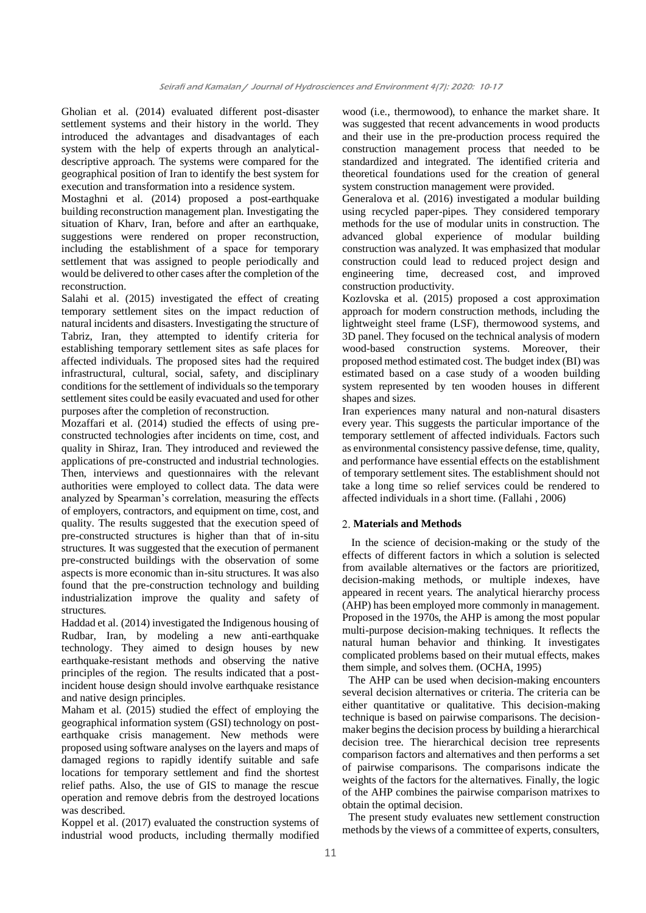Gholian et al. (2014) evaluated different post-disaster settlement systems and their history in the world. They introduced the advantages and disadvantages of each system with the help of experts through an analytical-descriptive approach. The systems were compared for the geographical position of Iran to identify the best system for execution and transformation into a residence system.

Mostaghni et al. (2014) proposed a post-earthquake building reconstruction management plan. Investigating the situation of Kharv, Iran, before and after an earthquake, suggestions were rendered on proper reconstruction, including the establishment of a space for temporary settlement that was assigned to people periodically and would be delivered to other cases after the completion of the reconstruction.

Salahi et al. (2015) investigated the effect of creating temporary settlement sites on the impact reduction of natural incidents and disasters. Investigating the structure of Tabriz, Iran, they attempted to identify criteria for establishing temporary settlement sites as safe places for affected individuals. The proposed sites had the required infrastructural, cultural, social, safety, and disciplinary conditions for the settlement of individuals so the temporary settlement sites could be easily evacuated and used for other purposes after the completion of reconstruction.

Mozaffari et al. (2014) studied the effects of using pre-constructed technologies after incidents on time, cost, and quality in Shiraz, Iran. They introduced and reviewed the applications of pre-constructed and industrial technologies. Then, interviews and questionnaires with the relevant authorities were employed to collect data. The data were analyzed by Spearman's correlation, measuring the effects of employers, contractors, and equipment on time, cost, and quality. The results suggested that the execution speed of pre-constructed structures is higher than that of in-situ structures. It was suggested that the execution of permanent pre-constructed buildings with the observation of some aspects is more economic than in-situ structures. It was also found that the pre-construction technology and building industrialization improve the quality and safety of structures.

Haddad et al. (2014) investigated the Indigenous housing of Rudbar, Iran, by modeling a new anti-earthquake technology. They aimed to design houses by new earthquake-resistant methods and observing the native principles of the region. The results indicated that a post-incident house design should involve earthquake resistance and native design principles.

Maham et al. (2015) studied the effect of employing the geographical information system (GSI) technology on post-earthquake crisis management. New methods were proposed using software analyses on the layers and maps of damaged regions to rapidly identify suitable and safe locations for temporary settlement and find the shortest relief paths. Also, the use of GIS to manage the rescue operation and remove debris from the destroyed locations was described.

Koppel et al. (2017) evaluated the construction systems of industrial wood products, including thermally modified wood (i.e., thermowood), to enhance the market share. It was suggested that recent advancements in wood products and their use in the pre-production process required the construction management process that needed to be standardized and integrated. The identified criteria and theoretical foundations used for the creation of general system construction management were provided.

Generalova et al. (2016) investigated a modular building using recycled paper-pipes. They considered temporary methods for the use of modular units in construction. The advanced global experience of modular building construction was analyzed. It was emphasized that modular construction could lead to reduced project design and engineering time, decreased cost, and improved construction productivity.

Kozlovska et al. (2015) proposed a cost approximation approach for modern construction methods, including the lightweight steel frame (LSF), thermowood systems, and 3D panel. They focused on the technical analysis of modern wood-based construction systems. Moreover, their proposed method estimated cost. The budget index (BI) was estimated based on a case study of a wooden building system represented by ten wooden houses in different shapes and sizes.

Iran experiences many natural and non-natural disasters every year. This suggests the particular importance of the temporary settlement of affected individuals. Factors such as environmental consistency passive defense, time, quality, and performance have essential effects on the establishment of temporary settlement sites. The establishment should not take a long time so relief services could be rendered to affected individuals in a short time. (Fallahi , 2006)

## 2. Materials and Methods

In the science of decision-making or the study of the effects of different factors in which a solution is selected from available alternatives or the factors are prioritized, decision-making methods, or multiple indexes, have appeared in recent years. The analytical hierarchy process (AHP) has been employed more commonly in management. Proposed in the 1970s, the AHP is among the most popular multi-purpose decision-making techniques. It reflects the natural human behavior and thinking. It investigates complicated problems based on their mutual effects, makes them simple, and solves them. (OCHA, 1995)

The AHP can be used when decision-making encounters several decision alternatives or criteria. The criteria can be either quantitative or qualitative. This decision-making technique is based on pairwise comparisons. The decision-maker begins the decision process by building a hierarchical decision tree. The hierarchical decision tree represents comparison factors and alternatives and then performs a set of pairwise comparisons. The comparisons indicate the weights of the factors for the alternatives. Finally, the logic of the AHP combines the pairwise comparison matrixes to obtain the optimal decision.

The present study evaluates new settlement construction methods by the views of a committee of experts, consulters,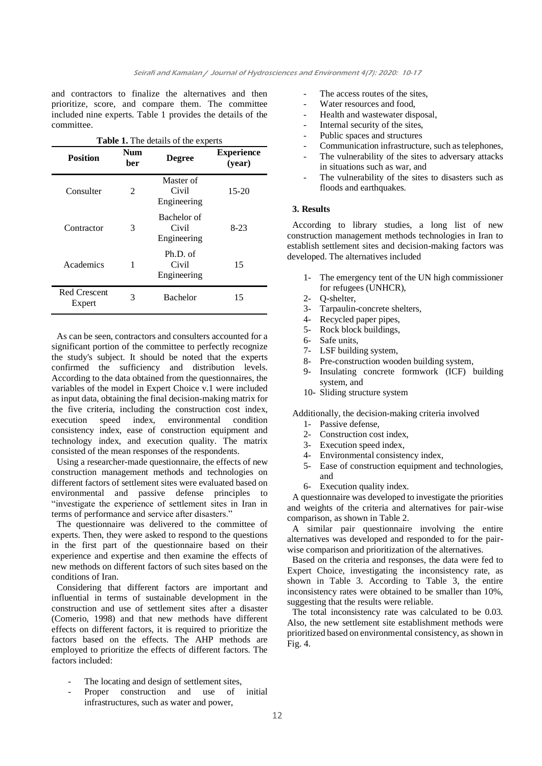and contractors to finalize the alternatives and then prioritize, score, and compare them. The committee included nine experts. Table 1 provides the details of the committee.

**Table 1.** The details of the experts

| Position | Number | Degree | Experience (year) |
|---|---|---|---|
| Consulter | 2 | Master of Civil Engineering | 15-20 |
| Contractor | 3 | Bachelor of Civil Engineering | 8-23 |
| Academics | 1 | Ph.D. of Civil Engineering | 15 |
| Red Crescent Expert | 3 | Bachelor | 15 |

As can be seen, contractors and consulters accounted for a significant portion of the committee to perfectly recognize the study's subject. It should be noted that the experts confirmed the sufficiency and distribution levels. According to the data obtained from the questionnaires, the variables of the model in Expert Choice v.1 were included as input data, obtaining the final decision-making matrix for the five criteria, including the construction cost index, execution speed index, environmental condition consistency index, ease of construction equipment and technology index, and execution quality. The matrix consisted of the mean responses of the respondents.

Using a researcher-made questionnaire, the effects of new construction management methods and technologies on different factors of settlement sites were evaluated based on environmental and passive defense principles to "investigate the experience of settlement sites in Iran in terms of performance and service after disasters."

The questionnaire was delivered to the committee of experts. Then, they were asked to respond to the questions in the first part of the questionnaire based on their experience and expertise and then examine the effects of new methods on different factors of such sites based on the conditions of Iran.

Considering that different factors are important and influential in terms of sustainable development in the construction and use of settlement sites after a disaster (Comerio, 1998) and that new methods have different effects on different factors, it is required to prioritize the factors based on the effects. The AHP methods are employed to prioritize the effects of different factors. The factors included:

- The locating and design of settlement sites,
- Proper construction and use of initial infrastructures, such as water and power,
- The access routes of the sites,
- Water resources and food,
- Health and wastewater disposal,
- Internal security of the sites,
- Public spaces and structures
- Communication infrastructure, such as telephones,
- The vulnerability of the sites to adversary attacks in situations such as war, and
- The vulnerability of the sites to disasters such as floods and earthquakes.

### 3. Results

According to library studies, a long list of new construction management methods technologies in Iran to establish settlement sites and decision-making factors was developed. The alternatives included

1- The emergency tent of the UN high commissioner for refugees (UNHCR),
2- Q-shelter,
3- Tarpaulin-concrete shelters,
4- Recycled paper pipes,
5- Rock block buildings,
6- Safe units,
7- LSF building system,
8- Pre-construction wooden building system,
9- Insulating concrete formwork (ICF) building system, and
10- Sliding structure system

Additionally, the decision-making criteria involved

1- Passive defense,
2- Construction cost index,
3- Execution speed index,
4- Environmental consistency index,
5- Ease of construction equipment and technologies, and
6- Execution quality index.

A questionnaire was developed to investigate the priorities and weights of the criteria and alternatives for pair-wise comparison, as shown in Table 2.

A similar pair questionnaire involving the entire alternatives was developed and responded to for the pair-wise comparison and prioritization of the alternatives.

Based on the criteria and responses, the data were fed to Expert Choice, investigating the inconsistency rate, as shown in Table 3. According to Table 3, the entire inconsistency rates were obtained to be smaller than 10%, suggesting that the results were reliable.

The total inconsistency rate was calculated to be 0.03. Also, the new settlement site establishment methods were prioritized based on environmental consistency, as shown in Fig. 4.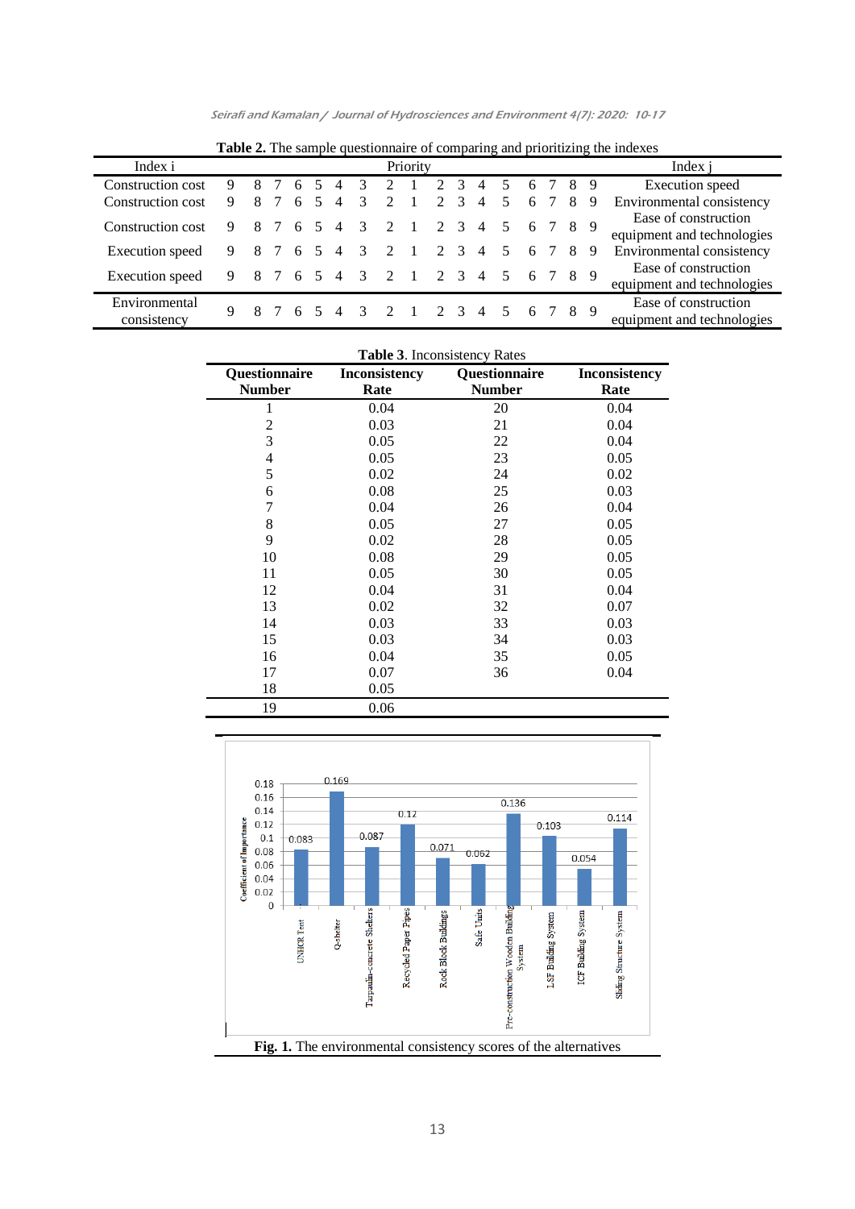**Table 2.** The sample questionnaire of comparing and prioritizing the indexes

| Index i | Priority | | | | | | | | | | | | | | | | | Index j |
|---|---|---|---|---|---|---|---|---|---|---|---|---|---|---|---|---|---|---|
| Construction cost | 9 | 8 | 7 | 6 | 5 | 4 | 3 | 2 | 1 | 2 | 3 | 4 | 5 | 6 | 7 | 8 | 9 | Execution speed |
| Construction cost | 9 | 8 | 7 | 6 | 5 | 4 | 3 | 2 | 1 | 2 | 3 | 4 | 5 | 6 | 7 | 8 | 9 | Environmental consistency |
| Construction cost | 9 | 8 | 7 | 6 | 5 | 4 | 3 | 2 | 1 | 2 | 3 | 4 | 5 | 6 | 7 | 8 | 9 | Ease of construction equipment and technologies |
| Execution speed | 9 | 8 | 7 | 6 | 5 | 4 | 3 | 2 | 1 | 2 | 3 | 4 | 5 | 6 | 7 | 8 | 9 | Environmental consistency |
| Execution speed | 9 | 8 | 7 | 6 | 5 | 4 | 3 | 2 | 1 | 2 | 3 | 4 | 5 | 6 | 7 | 8 | 9 | Ease of construction equipment and technologies |
| Environmental consistency | 9 | 8 | 7 | 6 | 5 | 4 | 3 | 2 | 1 | 2 | 3 | 4 | 5 | 6 | 7 | 8 | 9 | Ease of construction equipment and technologies |

**Table 3**. Inconsistency Rates

| Questionnaire Number | Inconsistency Rate | Questionnaire Number | Inconsistency Rate |
|---|---|---|---|
| 1 | 0.04 | 20 | 0.04 |
| 2 | 0.03 | 21 | 0.04 |
| 3 | 0.05 | 22 | 0.04 |
| 4 | 0.05 | 23 | 0.05 |
| 5 | 0.02 | 24 | 0.02 |
| 6 | 0.08 | 25 | 0.03 |
| 7 | 0.04 | 26 | 0.04 |
| 8 | 0.05 | 27 | 0.05 |
| 9 | 0.02 | 28 | 0.05 |
| 10 | 0.08 | 29 | 0.05 |
| 11 | 0.05 | 30 | 0.05 |
| 12 | 0.04 | 31 | 0.04 |
| 13 | 0.02 | 32 | 0.07 |
| 14 | 0.03 | 33 | 0.03 |
| 15 | 0.03 | 34 | 0.03 |
| 16 | 0.04 | 35 | 0.05 |
| 17 | 0.07 | 36 | 0.04 |
| 18 | 0.05 | | |
| 19 | 0.06 | | |

**Fig. 1.** The environmental consistency scores of the alternatives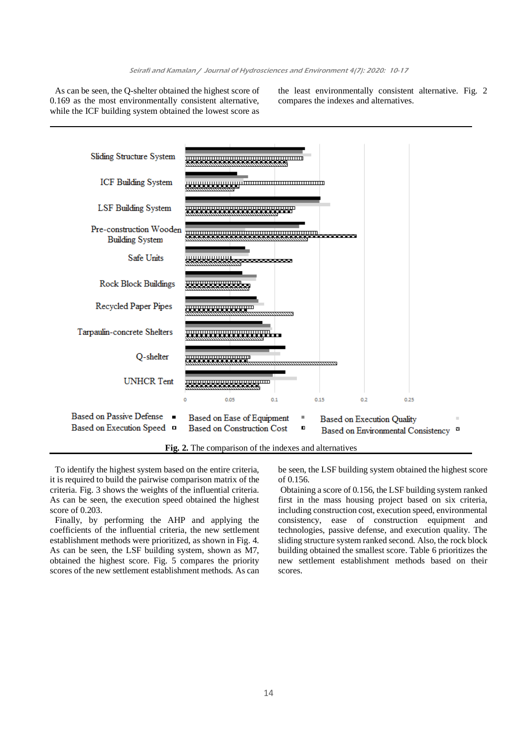As can be seen, the Q-shelter obtained the highest score of 0.169 as the most environmentally consistent alternative, while the ICF building system obtained the lowest score as the least environmentally consistent alternative. Fig. 2 compares the indexes and alternatives.

**Fig. 2.** The comparison of the indexes and alternatives

To identify the highest system based on the entire criteria, it is required to build the pairwise comparison matrix of the criteria. Fig. 3 shows the weights of the influential criteria. As can be seen, the execution speed obtained the highest score of 0.203.

Finally, by performing the AHP and applying the coefficients of the influential criteria, the new settlement establishment methods were prioritized, as shown in Fig. 4. As can be seen, the LSF building system, shown as M7, obtained the highest score. Fig. 5 compares the priority scores of the new settlement establishment methods. As can be seen, the LSF building system obtained the highest score of 0.156.

Obtaining a score of 0.156, the LSF building system ranked first in the mass housing project based on six criteria, including construction cost, execution speed, environmental consistency, ease of construction equipment and technologies, passive defense, and execution quality. The sliding structure system ranked second. Also, the rock block building obtained the smallest score. Table 6 prioritizes the new settlement establishment methods based on their scores.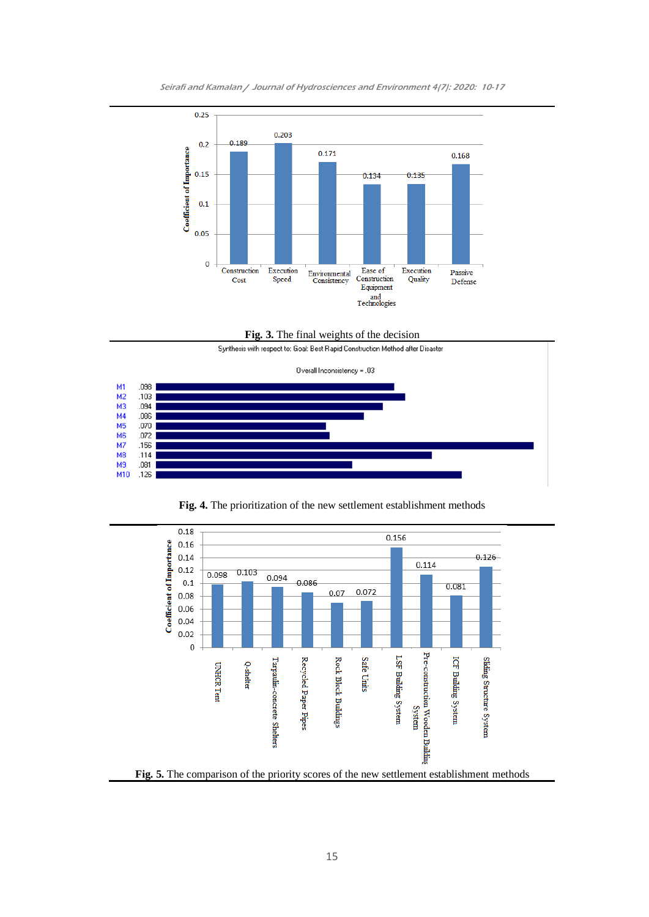Fig. 3. The final weights of the decision

Synthesis with respect to: Goal: Best Rapid Construction Method after Disaster

Overall Inconsistency = .03

| Method | Weight |
|---|---|
| M1 | .098 |
| M2 | .103 |
| M3 | .094 |
| M4 | .086 |
| M5 | .070 |
| M6 | .072 |
| M7 | .156 |
| M8 | .114 |
| M9 | .081 |
| M10 | .126 |

**Fig. 4.** The prioritization of the new settlement establishment methods

**Fig. 5.** The comparison of the priority scores of the new settlement establishment methods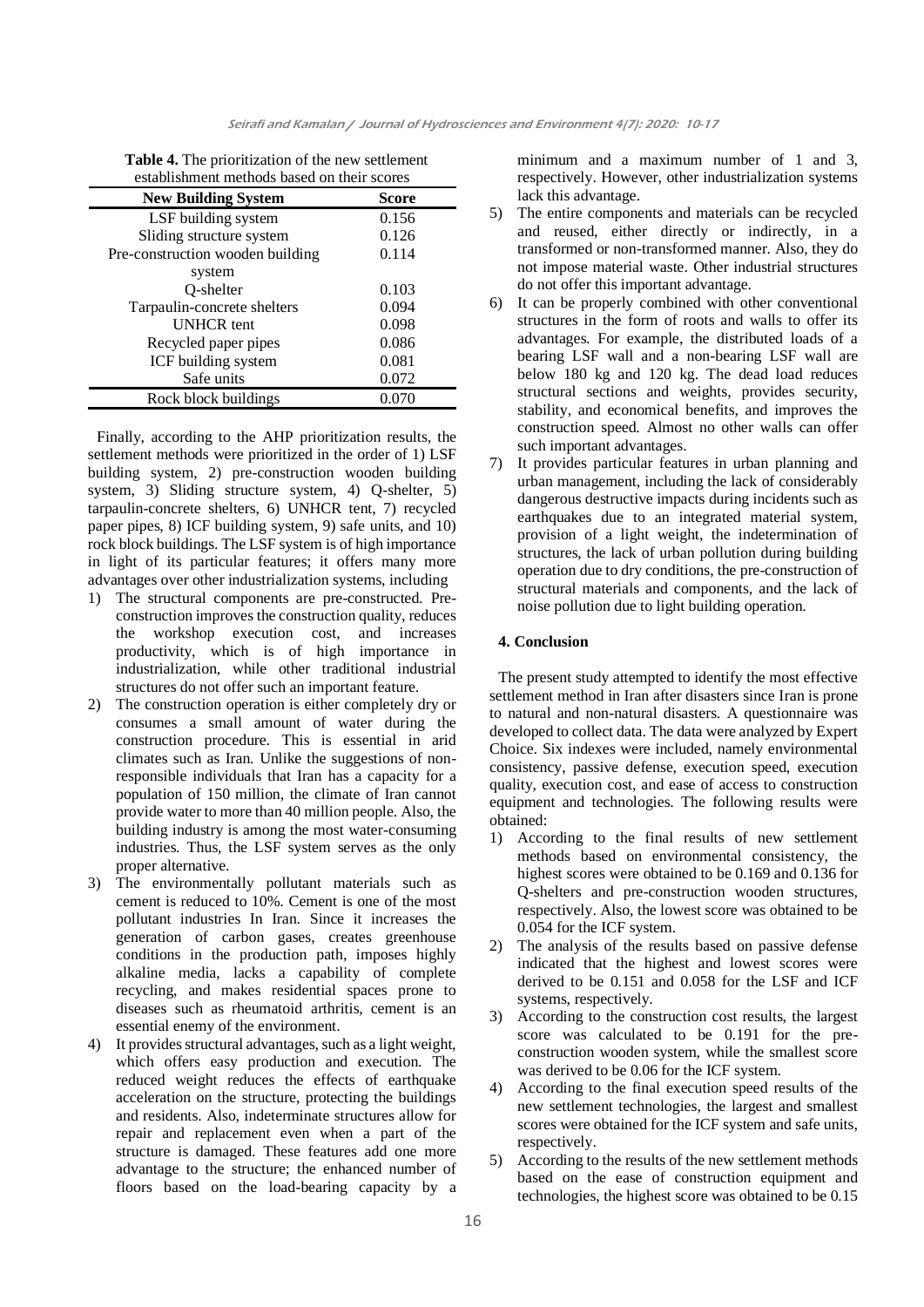**Table 4.** The prioritization of the new settlement establishment methods based on their scores

| New Building System | Score |
|---|---|
| LSF building system | 0.156 |
| Sliding structure system | 0.126 |
| Pre-construction wooden building system | 0.114 |
| Q-shelter | 0.103 |
| Tarpaulin-concrete shelters | 0.094 |
| UNHCR tent | 0.098 |
| Recycled paper pipes | 0.086 |
| ICF building system | 0.081 |
| Safe units | 0.072 |
| Rock block buildings | 0.070 |

Finally, according to the AHP prioritization results, the settlement methods were prioritized in the order of 1) LSF building system, 2) pre-construction wooden building system, 3) Sliding structure system, 4) Q-shelter, 5) tarpaulin-concrete shelters, 6) UNHCR tent, 7) recycled paper pipes, 8) ICF building system, 9) safe units, and 10) rock block buildings. The LSF system is of high importance in light of its particular features; it offers many more advantages over other industrialization systems, including

1) The structural components are pre-constructed. Pre-construction improves the construction quality, reduces the workshop execution cost, and increases productivity, which is of high importance in industrialization, while other traditional industrial structures do not offer such an important feature.
2) The construction operation is either completely dry or consumes a small amount of water during the construction procedure. This is essential in arid climates such as Iran. Unlike the suggestions of non-responsible individuals that Iran has a capacity for a population of 150 million, the climate of Iran cannot provide water to more than 40 million people. Also, the building industry is among the most water-consuming industries. Thus, the LSF system serves as the only proper alternative.
3) The environmentally pollutant materials such as cement is reduced to 10%. Cement is one of the most pollutant industries In Iran. Since it increases the generation of carbon gases, creates greenhouse conditions in the production path, imposes highly alkaline media, lacks a capability of complete recycling, and makes residential spaces prone to diseases such as rheumatoid arthritis, cement is an essential enemy of the environment.
4) It provides structural advantages, such as a light weight, which offers easy production and execution. The reduced weight reduces the effects of earthquake acceleration on the structure, protecting the buildings and residents. Also, indeterminate structures allow for repair and replacement even when a part of the structure is damaged. These features add one more advantage to the structure; the enhanced number of floors based on the load-bearing capacity by a minimum and a maximum number of 1 and 3, respectively. However, other industrialization systems lack this advantage.
5) The entire components and materials can be recycled and reused, either directly or indirectly, in a transformed or non-transformed manner. Also, they do not impose material waste. Other industrial structures do not offer this important advantage.
6) It can be properly combined with other conventional structures in the form of roots and walls to offer its advantages. For example, the distributed loads of a bearing LSF wall and a non-bearing LSF wall are below 180 kg and 120 kg. The dead load reduces structural sections and weights, provides security, stability, and economical benefits, and improves the construction speed. Almost no other walls can offer such important advantages.
7) It provides particular features in urban planning and urban management, including the lack of considerably dangerous destructive impacts during incidents such as earthquakes due to an integrated material system, provision of a light weight, the indetermination of structures, the lack of urban pollution during building operation due to dry conditions, the pre-construction of structural materials and components, and the lack of noise pollution due to light building operation.

## 4. Conclusion

The present study attempted to identify the most effective settlement method in Iran after disasters since Iran is prone to natural and non-natural disasters. A questionnaire was developed to collect data. The data were analyzed by Expert Choice. Six indexes were included, namely environmental consistency, passive defense, execution speed, execution quality, execution cost, and ease of access to construction equipment and technologies. The following results were obtained:

1) According to the final results of new settlement methods based on environmental consistency, the highest scores were obtained to be 0.169 and 0.136 for Q-shelters and pre-construction wooden structures, respectively. Also, the lowest score was obtained to be 0.054 for the ICF system.
2) The analysis of the results based on passive defense indicated that the highest and lowest scores were derived to be 0.151 and 0.058 for the LSF and ICF systems, respectively.
3) According to the construction cost results, the largest score was calculated to be 0.191 for the pre-construction wooden system, while the smallest score was derived to be 0.06 for the ICF system.
4) According to the final execution speed results of the new settlement technologies, the largest and smallest scores were obtained for the ICF system and safe units, respectively.
5) According to the results of the new settlement methods based on the ease of construction equipment and technologies, the highest score was obtained to be 0.15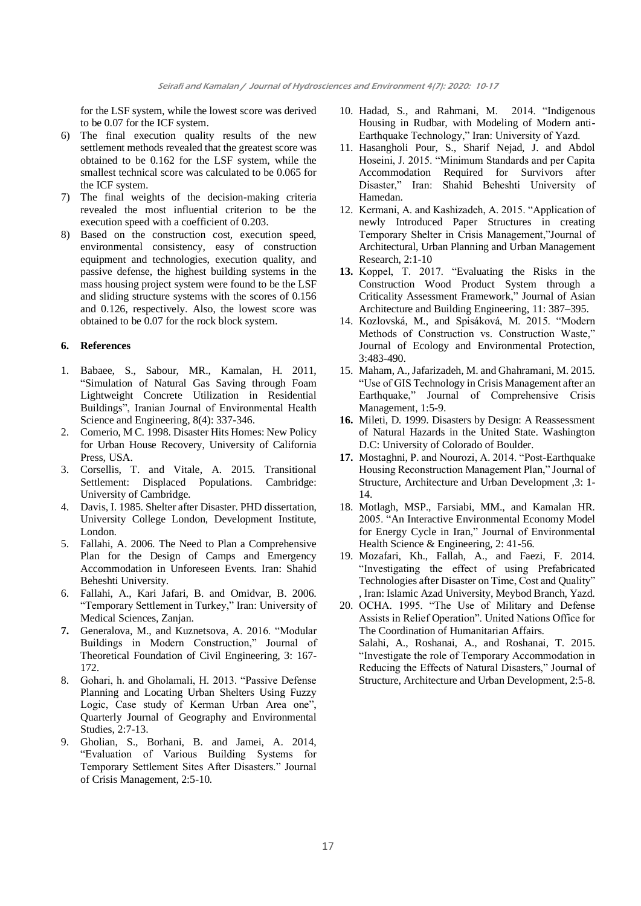for the LSF system, while the lowest score was derived to be 0.07 for the ICF system.

6) The final execution quality results of the new settlement methods revealed that the greatest score was obtained to be 0.162 for the LSF system, while the smallest technical score was calculated to be 0.065 for the ICF system.
7) The final weights of the decision-making criteria revealed the most influential criterion to be the execution speed with a coefficient of 0.203.
8) Based on the construction cost, execution speed, environmental consistency, easy of construction equipment and technologies, execution quality, and passive defense, the highest building systems in the mass housing project system were found to be the LSF and sliding structure systems with the scores of 0.156 and 0.126, respectively. Also, the lowest score was obtained to be 0.07 for the rock block system.

## 6. References

1. Babaee, S., Sabour, MR., Kamalan, H. 2011, "Simulation of Natural Gas Saving through Foam Lightweight Concrete Utilization in Residential Buildings", Iranian Journal of Environmental Health Science and Engineering, 8(4): 337-346.
2. Comerio, M C. 1998. Disaster Hits Homes: New Policy for Urban House Recovery, University of California Press, USA.
3. Corsellis, T. and Vitale, A. 2015. Transitional Settlement: Displaced Populations. Cambridge: University of Cambridge.
4. Davis, I. 1985. Shelter after Disaster. PHD dissertation, University College London, Development Institute, London.
5. Fallahi, A. 2006. The Need to Plan a Comprehensive Plan for the Design of Camps and Emergency Accommodation in Unforeseen Events. Iran: Shahid Beheshti University.
6. Fallahi, A., Kari Jafari, B. and Omidvar, B. 2006. "Temporary Settlement in Turkey," Iran: University of Medical Sciences, Zanjan.
7. Generalova, M., and Kuznetsova, A. 2016. "Modular Buildings in Modern Construction," Journal of Theoretical Foundation of Civil Engineering, 3: 167-172.
8. Gohari, h. and Gholamali, H. 2013. "Passive Defense Planning and Locating Urban Shelters Using Fuzzy Logic, Case study of Kerman Urban Area one", Quarterly Journal of Geography and Environmental Studies, 2:7-13.
9. Gholian, S., Borhani, B. and Jamei, A. 2014, "Evaluation of Various Building Systems for Temporary Settlement Sites After Disasters." Journal of Crisis Management, 2:5-10.
10. Hadad, S., and Rahmani, M. 2014. "Indigenous Housing in Rudbar, with Modeling of Modern anti-Earthquake Technology," Iran: University of Yazd.
11. Hasangholi Pour, S., Sharif Nejad, J. and Abdol Hoseini, J. 2015. "Minimum Standards and per Capita Accommodation Required for Survivors after Disaster," Iran: Shahid Beheshti University of Hamedan.
12. Kermani, A. and Kashizadeh, A. 2015. "Application of newly Introduced Paper Structures in creating Temporary Shelter in Crisis Management,"Journal of Architectural, Urban Planning and Urban Management Research, 2:1-10
13. Koppel, T. 2017. "Evaluating the Risks in the Construction Wood Product System through a Criticality Assessment Framework," Journal of Asian Architecture and Building Engineering, 11: 387–395.
14. Kozlovská, M., and Spisáková, M. 2015. "Modern Methods of Construction vs. Construction Waste," Journal of Ecology and Environmental Protection, 3:483-490.
15. Maham, A., Jafarizadeh, M. and Ghahramani, M. 2015. "Use of GIS Technology in Crisis Management after an Earthquake," Journal of Comprehensive Crisis Management, 1:5-9.
16. Mileti, D. 1999. Disasters by Design: A Reassessment of Natural Hazards in the United State. Washington D.C: University of Colorado of Boulder.
17. Mostaghni, P. and Nourozi, A. 2014. "Post-Earthquake Housing Reconstruction Management Plan," Journal of Structure, Architecture and Urban Development ,3: 1-14.
18. Motlagh, MSP., Farsiabi, MM., and Kamalan HR. 2005. "An Interactive Environmental Economy Model for Energy Cycle in Iran," Journal of Environmental Health Science & Engineering, 2: 41-56.
19. Mozafari, Kh., Fallah, A., and Faezi, F. 2014. "Investigating the effect of using Prefabricated Technologies after Disaster on Time, Cost and Quality" , Iran: Islamic Azad University, Meybod Branch, Yazd.
20. OCHA. 1995. "The Use of Military and Defense Assists in Relief Operation". United Nations Office for The Coordination of Humanitarian Affairs.
    Salahi, A., Roshanai, A., and Roshanai, T. 2015. "Investigate the role of Temporary Accommodation in Reducing the Effects of Natural Disasters," Journal of Structure, Architecture and Urban Development, 2:5-8.